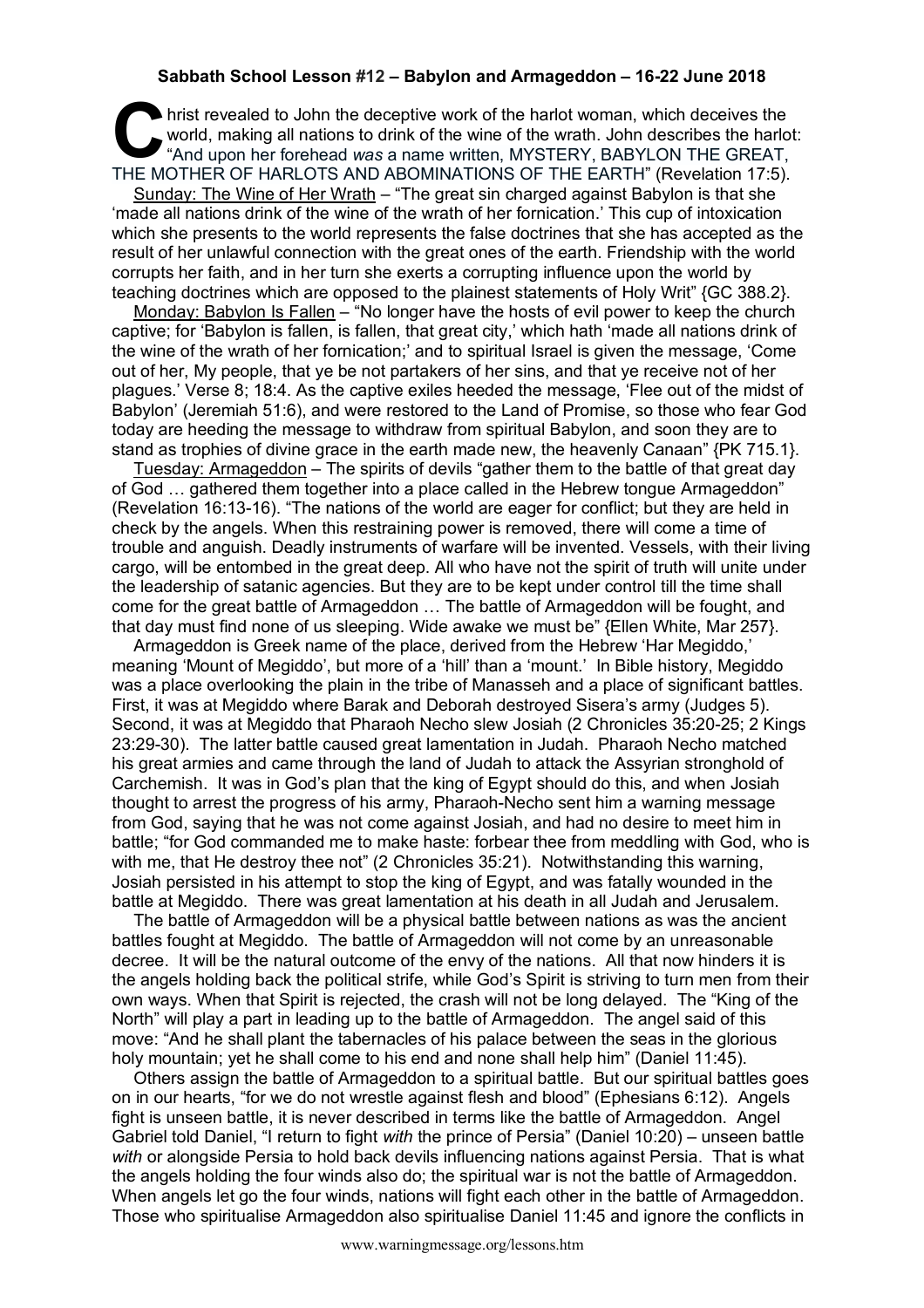**Sabbath School Lesson #12 – Babylon and Armageddon – 16-22 June 2018**

Christ revealed to John the deceptive work of the harlot woman, which deceives the world, making all nations to drink of the wine of the wrath. John describes the harlot: "And upon her forehead *was* a name written, MYSTERY, BABYLON THE GREAT, THE MOTHER OF HARLOTS AND ABOMINATIONS OF THE EARTH" (Revelation 17:5).

Sunday: The Wine of Her Wrath – "The great sin charged against Babylon is that she 'made all nations drink of the wine of the wrath of her fornication.' This cup of intoxication which she presents to the world represents the false doctrines that she has accepted as the result of her unlawful connection with the great ones of the earth. Friendship with the world corrupts her faith, and in her turn she exerts a corrupting influence upon the world by teaching doctrines which are opposed to the plainest statements of Holy Writ" {GC 388.2}.

Monday: Babylon Is Fallen – "No longer have the hosts of evil power to keep the church captive; for 'Babylon is fallen, is fallen, that great city,' which hath 'made all nations drink of the wine of the wrath of her fornication;' and to spiritual Israel is given the message, 'Come out of her, My people, that ye be not partakers of her sins, and that ye receive not of her plagues.' Verse 8; 18:4. As the captive exiles heeded the message, 'Flee out of the midst of Babylon' (Jeremiah 51:6), and were restored to the Land of Promise, so those who fear God today are heeding the message to withdraw from spiritual Babylon, and soon they are to stand as trophies of divine grace in the earth made new, the heavenly Canaan" {PK 715.1}.

Tuesday: Armageddon – The spirits of devils "gather them to the battle of that great day of God … gathered them together into a place called in the Hebrew tongue Armageddon" (Revelation 16:13-16). "The nations of the world are eager for conflict; but they are held in check by the angels. When this restraining power is removed, there will come a time of trouble and anguish. Deadly instruments of warfare will be invented. Vessels, with their living cargo, will be entombed in the great deep. All who have not the spirit of truth will unite under the leadership of satanic agencies. But they are to be kept under control till the time shall come for the great battle of Armageddon … The battle of Armageddon will be fought, and that day must find none of us sleeping. Wide awake we must be" {Ellen White, Mar 257}.

Armageddon is Greek name of the place, derived from the Hebrew 'Har Megiddo,' meaning 'Mount of Megiddo', but more of a 'hill' than a 'mount.' In Bible history, Megiddo was a place overlooking the plain in the tribe of Manasseh and a place of significant battles. First, it was at Megiddo where Barak and Deborah destroyed Sisera's army (Judges 5). Second, it was at Megiddo that Pharaoh Necho slew Josiah (2 Chronicles 35:20-25; 2 Kings 23:29-30). The latter battle caused great lamentation in Judah. Pharaoh Necho matched his great armies and came through the land of Judah to attack the Assyrian stronghold of Carchemish. It was in God's plan that the king of Egypt should do this, and when Josiah thought to arrest the progress of his army, Pharaoh-Necho sent him a warning message from God, saying that he was not come against Josiah, and had no desire to meet him in battle; "for God commanded me to make haste: forbear thee from meddling with God, who is with me, that He destroy thee not" (2 Chronicles 35:21). Notwithstanding this warning, Josiah persisted in his attempt to stop the king of Egypt, and was fatally wounded in the battle at Megiddo. There was great lamentation at his death in all Judah and Jerusalem.

The battle of Armageddon will be a physical battle between nations as was the ancient battles fought at Megiddo. The battle of Armageddon will not come by an unreasonable decree. It will be the natural outcome of the envy of the nations. All that now hinders it is the angels holding back the political strife, while God's Spirit is striving to turn men from their own ways. When that Spirit is rejected, the crash will not be long delayed. The "King of the North" will play a part in leading up to the battle of Armageddon. The angel said of this move: "And he shall plant the tabernacles of his palace between the seas in the glorious holy mountain; yet he shall come to his end and none shall help him" (Daniel 11:45).

Others assign the battle of Armageddon to a spiritual battle. But our spiritual battles goes on in our hearts, "for we do not wrestle against flesh and blood" (Ephesians 6:12). Angels fight is unseen battle, it is never described in terms like the battle of Armageddon. Angel Gabriel told Daniel, "I return to fight *with* the prince of Persia" (Daniel 10:20) – unseen battle *with* or alongside Persia to hold back devils influencing nations against Persia. That is what the angels holding the four winds also do; the spiritual war is not the battle of Armageddon. When angels let go the four winds, nations will fight each other in the battle of Armageddon. Those who spiritualise Armageddon also spiritualise Daniel 11:45 and ignore the conflicts in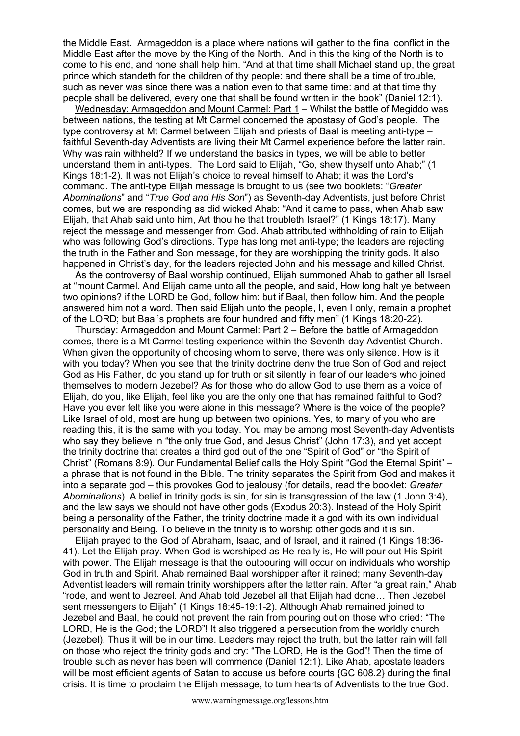the Middle East. Armageddon is a place where nations will gather to the final conflict in the Middle East after the move by the King of the North. And in this the king of the North is to come to his end, and none shall help him. "And at that time shall Michael stand up, the great prince which standeth for the children of thy people: and there shall be a time of trouble, such as never was since there was a nation even to that same time: and at that time thy people shall be delivered, every one that shall be found written in the book" (Daniel 12:1).

Wednesday: Armageddon and Mount Carmel: Part 1 – Whilst the battle of Megiddo was between nations, the testing at Mt Carmel concerned the apostasy of God's people. The type controversy at Mt Carmel between Elijah and priests of Baal is meeting anti-type – faithful Seventh-day Adventists are living their Mt Carmel experience before the latter rain. Why was rain withheld? If we understand the basics in types, we will be able to better understand them in anti-types. The Lord said to Elijah, "Go, shew thyself unto Ahab;" (1 Kings 18:1-2). It was not Elijah's choice to reveal himself to Ahab; it was the Lord's command. The anti-type Elijah message is brought to us (see two booklets: "*Greater Abominations*" and "*True God and His Son*") as Seventh-day Adventists, just before Christ comes, but we are responding as did wicked Ahab: "And it came to pass, when Ahab saw Elijah, that Ahab said unto him, Art thou he that troubleth Israel?" (1 Kings 18:17). Many reject the message and messenger from God. Ahab attributed withholding of rain to Elijah who was following God's directions. Type has long met anti-type; the leaders are rejecting the truth in the Father and Son message, for they are worshipping the trinity gods. It also happened in Christ's day, for the leaders rejected John and his message and killed Christ.

As the controversy of Baal worship continued, Elijah summoned Ahab to gather all Israel at "mount Carmel. And Elijah came unto all the people, and said, How long halt ye between two opinions? if the LORD be God, follow him: but if Baal, then follow him. And the people answered him not a word. Then said Elijah unto the people, I, even I only, remain a prophet of the LORD; but Baal's prophets are four hundred and fifty men" (1 Kings 18:20-22).

Thursday: Armageddon and Mount Carmel: Part 2 – Before the battle of Armageddon comes, there is a Mt Carmel testing experience within the Seventh-day Adventist Church. When given the opportunity of choosing whom to serve, there was only silence. How is it with you today? When you see that the trinity doctrine deny the true Son of God and reject God as His Father, do you stand up for truth or sit silently in fear of our leaders who joined themselves to modern Jezebel? As for those who do allow God to use them as a voice of Elijah, do you, like Elijah, feel like you are the only one that has remained faithful to God? Have you ever felt like you were alone in this message? Where is the voice of the people? Like Israel of old, most are hung up between two opinions. Yes, to many of you who are reading this, it is the same with you today. You may be among most Seventh-day Adventists who say they believe in "the only true God, and Jesus Christ" (John 17:3), and yet accept the trinity doctrine that creates a third god out of the one "Spirit of God" or "the Spirit of Christ" (Romans 8:9). Our Fundamental Belief calls the Holy Spirit "God the Eternal Spirit" – a phrase that is not found in the Bible. The trinity separates the Spirit from God and makes it into a separate god – this provokes God to jealousy (for details, read the booklet: *Greater Abominations*). A belief in trinity gods is sin, for sin is transgression of the law (1 John 3:4), and the law says we should not have other gods (Exodus 20:3). Instead of the Holy Spirit being a personality of the Father, the trinity doctrine made it a god with its own individual personality and Being. To believe in the trinity is to worship other gods and it is sin.

Elijah prayed to the God of Abraham, Isaac, and of Israel, and it rained (1 Kings 18:36-41). Let the Elijah pray. When God is worshiped as He really is, He will pour out His Spirit with power. The Elijah message is that the outpouring will occur on individuals who worship God in truth and Spirit. Ahab remained Baal worshipper after it rained; many Seventh-day Adventist leaders will remain trinity worshippers after the latter rain. After "a great rain," Ahab "rode, and went to Jezreel. And Ahab told Jezebel all that Elijah had done… Then Jezebel sent messengers to Elijah" (1 Kings 18:45-19:1-2). Although Ahab remained joined to Jezebel and Baal, he could not prevent the rain from pouring out on those who cried: "The LORD, He is the God; the LORD"! It also triggered a persecution from the worldly church (Jezebel). Thus it will be in our time. Leaders may reject the truth, but the latter rain will fall on those who reject the trinity gods and cry: "The LORD, He is the God"! Then the time of trouble such as never has been will commence (Daniel 12:1). Like Ahab, apostate leaders will be most efficient agents of Satan to accuse us before courts {GC 608.2} during the final crisis. It is time to proclaim the Elijah message, to turn hearts of Adventists to the true God.

www.warningmessage.org/lessons.htm